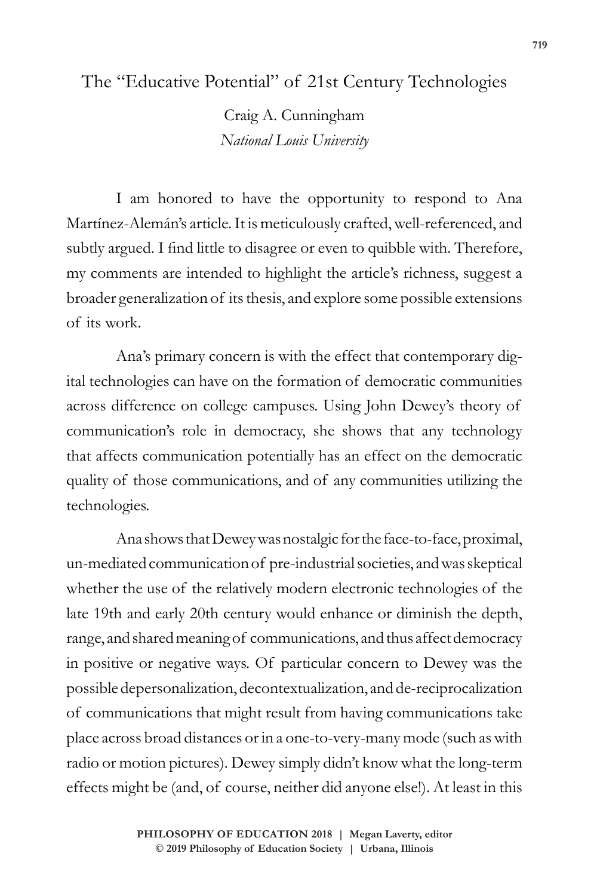# The "Educative Potential" of 21st Century Technologies

Craig A. Cunningham
*National Louis University*

I am honored to have the opportunity to respond to Ana Martínez-Alemán's article. It is meticulously crafted, well-referenced, and subtly argued. I find little to disagree or even to quibble with. Therefore, my comments are intended to highlight the article's richness, suggest a broader generalization of its thesis, and explore some possible extensions of its work.

Ana's primary concern is with the effect that contemporary digital technologies can have on the formation of democratic communities across difference on college campuses. Using John Dewey's theory of communication's role in democracy, she shows that any technology that affects communication potentially has an effect on the democratic quality of those communications, and of any communities utilizing the technologies.

Ana shows that Dewey was nostalgic for the face-to-face, proximal, un-mediated communication of pre-industrial societies, and was skeptical whether the use of the relatively modern electronic technologies of the late 19th and early 20th century would enhance or diminish the depth, range, and shared meaning of communications, and thus affect democracy in positive or negative ways. Of particular concern to Dewey was the possible depersonalization, decontextualization, and de-reciprocalization of communications that might result from having communications take place across broad distances or in a one-to-very-many mode (such as with radio or motion pictures). Dewey simply didn't know what the long-term effects might be (and, of course, neither did anyone else!). At least in this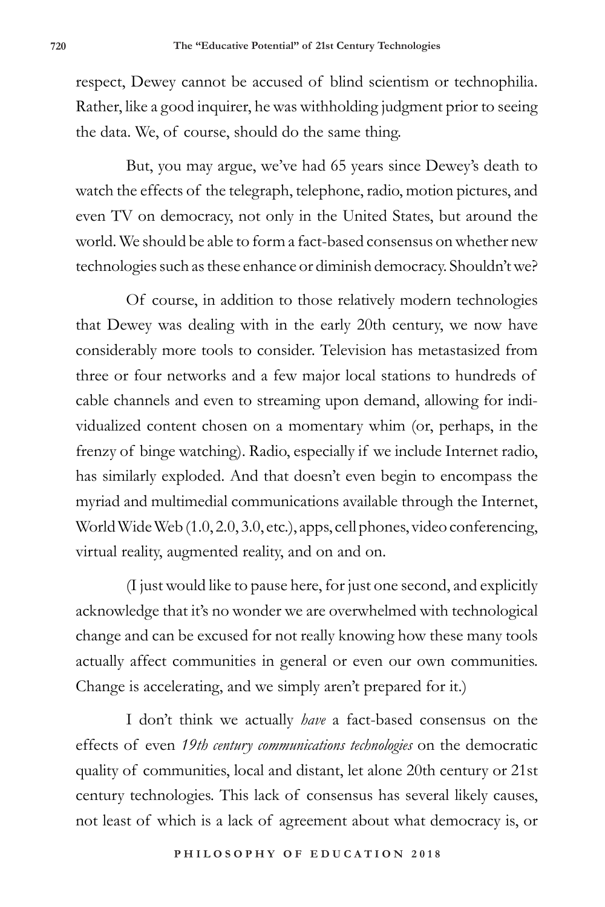respect, Dewey cannot be accused of blind scientism or technophilia. Rather, like a good inquirer, he was withholding judgment prior to seeing the data. We, of course, should do the same thing.

But, you may argue, we've had 65 years since Dewey's death to watch the effects of the telegraph, telephone, radio, motion pictures, and even TV on democracy, not only in the United States, but around the world. We should be able to form a fact-based consensus on whether new technologies such as these enhance or diminish democracy. Shouldn't we?

Of course, in addition to those relatively modern technologies that Dewey was dealing with in the early 20th century, we now have considerably more tools to consider. Television has metastasized from three or four networks and a few major local stations to hundreds of cable channels and even to streaming upon demand, allowing for individualized content chosen on a momentary whim (or, perhaps, in the frenzy of binge watching). Radio, especially if we include Internet radio, has similarly exploded. And that doesn't even begin to encompass the myriad and multimedial communications available through the Internet, World Wide Web (1.0, 2.0, 3.0, etc.), apps, cell phones, video conferencing, virtual reality, augmented reality, and on and on.

(I just would like to pause here, for just one second, and explicitly acknowledge that it's no wonder we are overwhelmed with technological change and can be excused for not really knowing how these many tools actually affect communities in general or even our own communities. Change is accelerating, and we simply aren't prepared for it.)

I don't think we actually *have* a fact-based consensus on the effects of even *19th century communications technologies* on the democratic quality of communities, local and distant, let alone 20th century or 21st century technologies. This lack of consensus has several likely causes, not least of which is a lack of agreement about what democracy is, or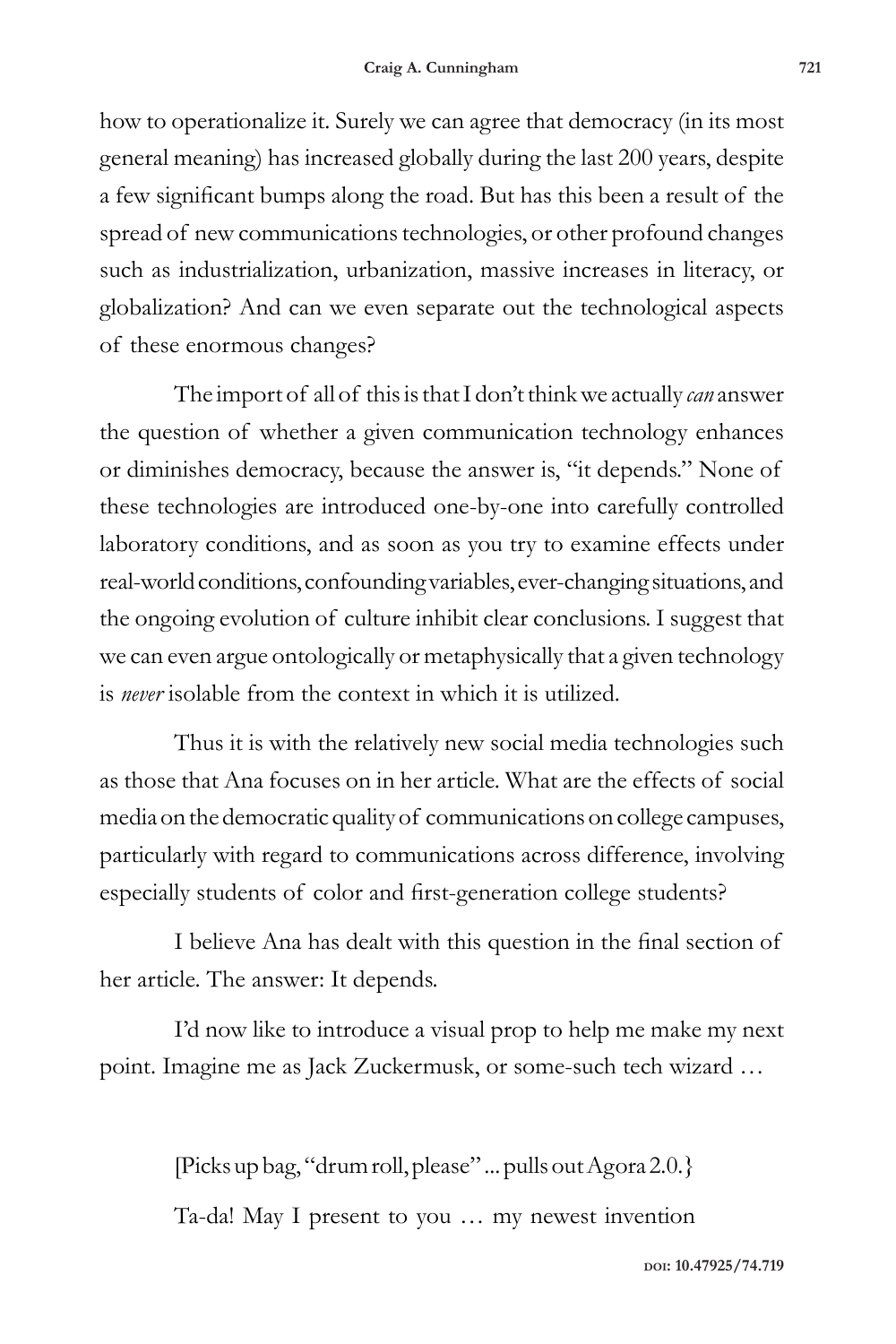how to operationalize it. Surely we can agree that democracy (in its most general meaning) has increased globally during the last 200 years, despite a few significant bumps along the road. But has this been a result of the spread of new communications technologies, or other profound changes such as industrialization, urbanization, massive increases in literacy, or globalization? And can we even separate out the technological aspects of these enormous changes?

The import of all of this is that I don't think we actually *can* answer the question of whether a given communication technology enhances or diminishes democracy, because the answer is, "it depends." None of these technologies are introduced one-by-one into carefully controlled laboratory conditions, and as soon as you try to examine effects under real-world conditions, confounding variables, ever-changing situations, and the ongoing evolution of culture inhibit clear conclusions. I suggest that we can even argue ontologically or metaphysically that a given technology is *never* isolable from the context in which it is utilized.

Thus it is with the relatively new social media technologies such as those that Ana focuses on in her article. What are the effects of social media on the democratic quality of communications on college campuses, particularly with regard to communications across difference, involving especially students of color and first-generation college students?

I believe Ana has dealt with this question in the final section of her article. The answer: It depends.

I'd now like to introduce a visual prop to help me make my next point. Imagine me as Jack Zuckermusk, or some-such tech wizard …

[Picks up bag, "drum roll, please" ... pulls out Agora 2.0.}

Ta-da! May I present to you … my newest invention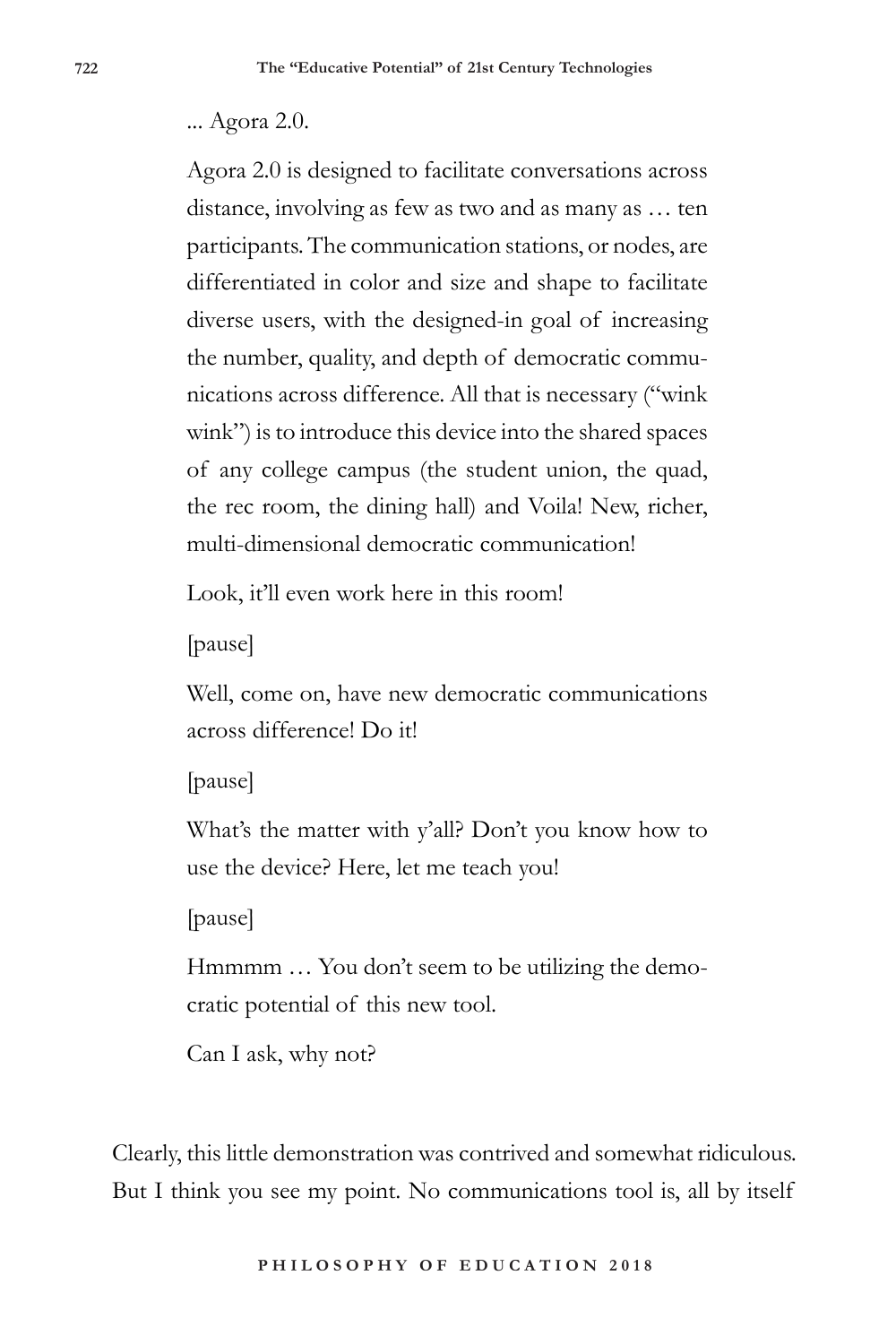... Agora 2.0.

Agora 2.0 is designed to facilitate conversations across distance, involving as few as two and as many as … ten participants. The communication stations, or nodes, are differentiated in color and size and shape to facilitate diverse users, with the designed-in goal of increasing the number, quality, and depth of democratic communications across difference. All that is necessary ("wink wink") is to introduce this device into the shared spaces of any college campus (the student union, the quad, the rec room, the dining hall) and Voila! New, richer, multi-dimensional democratic communication!

Look, it'll even work here in this room!

[pause]

Well, come on, have new democratic communications across difference! Do it!

[pause]

What's the matter with y'all? Don't you know how to use the device? Here, let me teach you!

[pause]

Hmmmm … You don't seem to be utilizing the democratic potential of this new tool.

Can I ask, why not?

Clearly, this little demonstration was contrived and somewhat ridiculous. But I think you see my point. No communications tool is, all by itself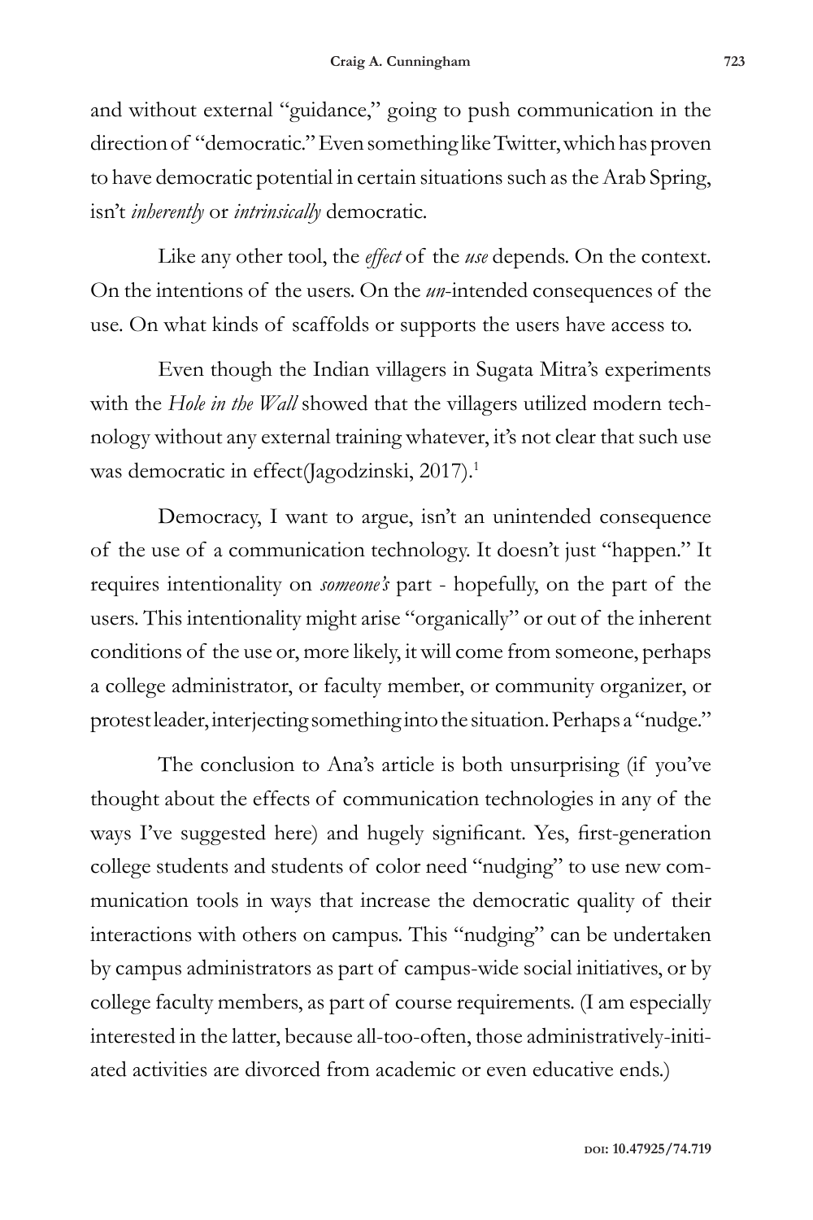and without external "guidance," going to push communication in the direction of "democratic." Even something like Twitter, which has proven to have democratic potential in certain situations such as the Arab Spring, isn't *inherently* or *intrinsically* democratic.

Like any other tool, the *effect* of the *use* depends. On the context. On the intentions of the users. On the *un*-intended consequences of the use. On what kinds of scaffolds or supports the users have access to.

Even though the Indian villagers in Sugata Mitra's experiments with the *Hole in the Wall* showed that the villagers utilized modern technology without any external training whatever, it's not clear that such use was democratic in effect(Jagodzinski, 2017).[1]

Democracy, I want to argue, isn't an unintended consequence of the use of a communication technology. It doesn't just "happen." It requires intentionality on *someone's* part - hopefully, on the part of the users. This intentionality might arise "organically" or out of the inherent conditions of the use or, more likely, it will come from someone, perhaps a college administrator, or faculty member, or community organizer, or protest leader, interjecting something into the situation. Perhaps a "nudge."

The conclusion to Ana's article is both unsurprising (if you've thought about the effects of communication technologies in any of the ways I've suggested here) and hugely significant. Yes, first-generation college students and students of color need "nudging" to use new communication tools in ways that increase the democratic quality of their interactions with others on campus. This "nudging" can be undertaken by campus administrators as part of campus-wide social initiatives, or by college faculty members, as part of course requirements. (I am especially interested in the latter, because all-too-often, those administratively-initiated activities are divorced from academic or even educative ends.)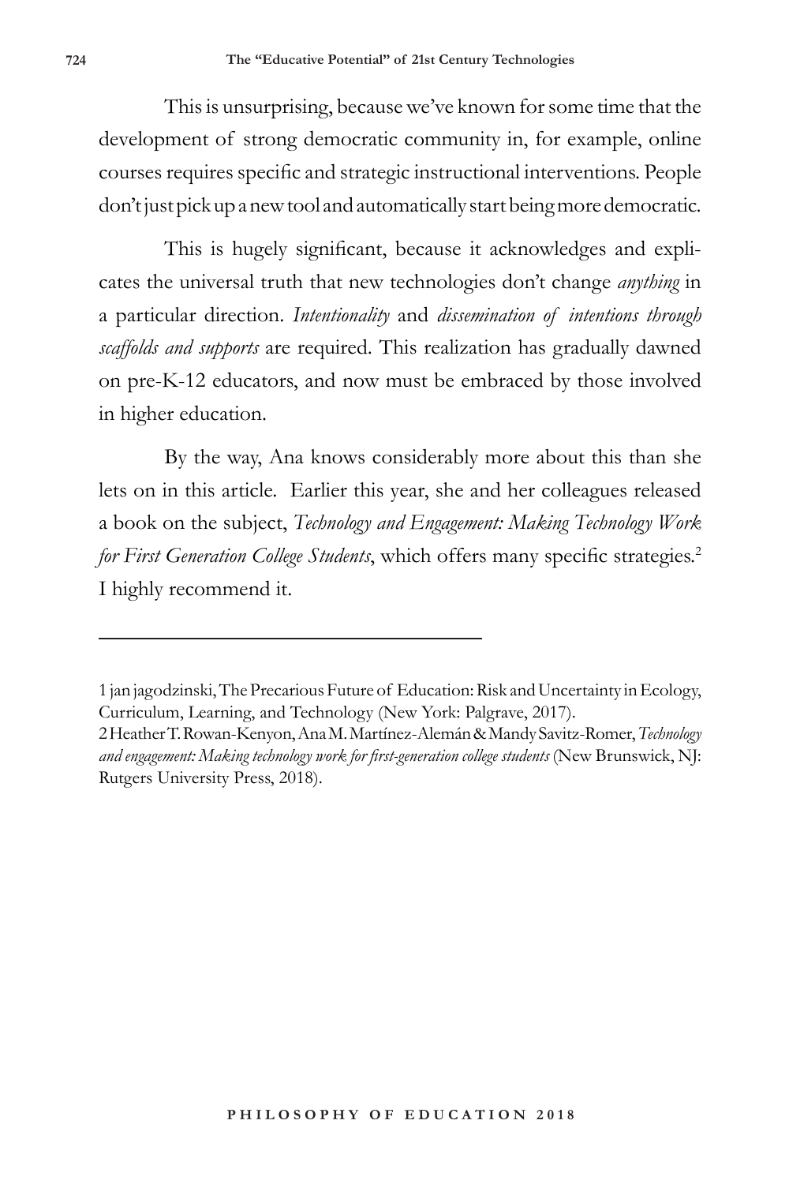This is unsurprising, because we've known for some time that the development of strong democratic community in, for example, online courses requires specific and strategic instructional interventions. People don't just pick up a new tool and automatically start being more democratic.

This is hugely significant, because it acknowledges and explicates the universal truth that new technologies don't change *anything* in a particular direction. *Intentionality* and *dissemination of intentions through scaffolds and supports* are required. This realization has gradually dawned on pre-K-12 educators, and now must be embraced by those involved in higher education.

By the way, Ana knows considerably more about this than she lets on in this article. Earlier this year, she and her colleagues released a book on the subject, *Technology and Engagement: Making Technology Work for First Generation College Students*, which offers many specific strategies.[2] I highly recommend it.

---

1 jan jagodzinski, The Precarious Future of Education: Risk and Uncertainty in Ecology, Curriculum, Learning, and Technology (New York: Palgrave, 2017).

2 Heather T. Rowan-Kenyon, Ana M. Martínez-Alemán & Mandy Savitz-Romer, *Technology and engagement: Making technology work for first-generation college students* (New Brunswick, NJ: Rutgers University Press, 2018).